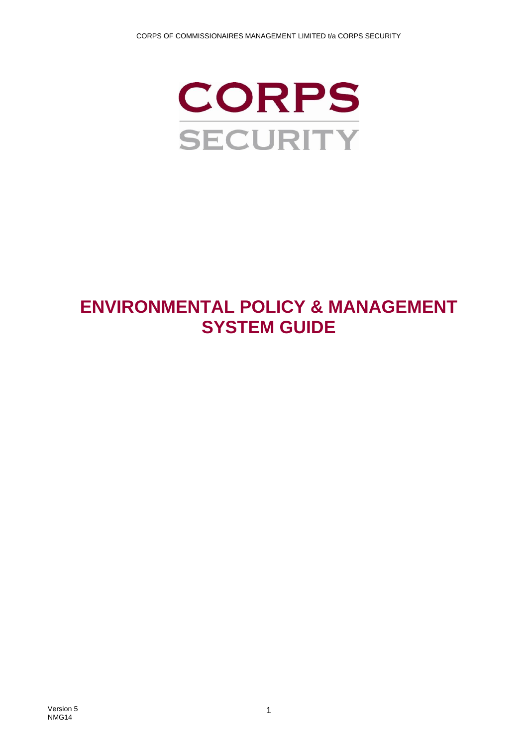# CORPS SECURITY

# ENVIRONMENTAL POLICY & MANAGEMENT SYSTEM GUIDE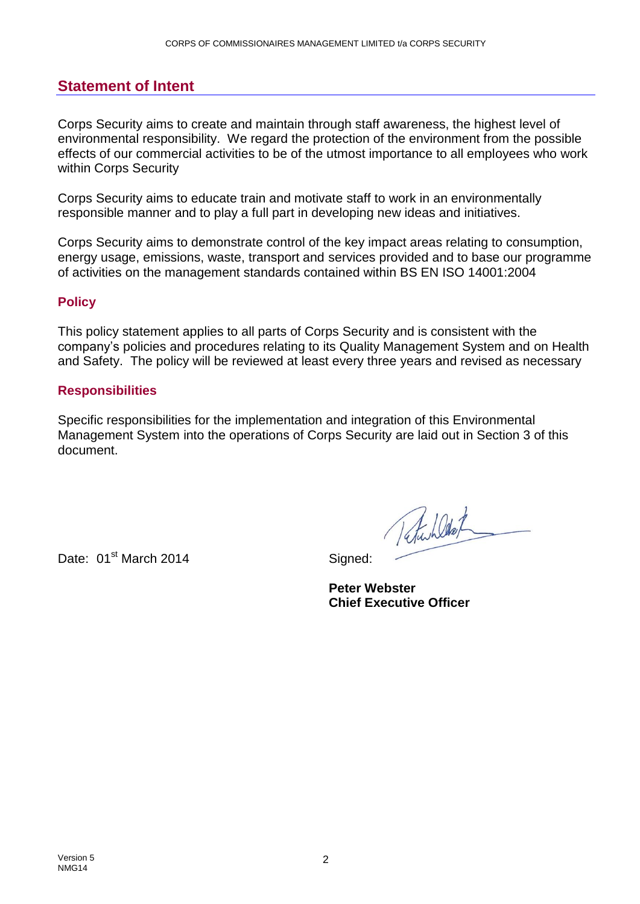## Statement of Intent

Corps Security aims to create and maintain through staff awareness, the highest level of environmental responsibility. We regard the protection of the environment from the possible effects of our commercial activities to be of the utmost importance to all employees who work within Corps Security

Corps Security aims to educate train and motivate staff to work in an environmentally responsible manner and to play a full part in developing new ideas and initiatives.

Corps Security aims to demonstrate control of the key impact areas relating to consumption, energy usage, emissions, waste, transport and services provided and to base our programme of activities on the management standards contained within BS EN ISO 14001:2004

### Policy

This policy statement applies to all parts of Corps Security and is consistent with the company's policies and procedures relating to its Quality Management System and on Health and Safety. The policy will be reviewed at least every three years and revised as necessary

### Responsibilities

Specific responsibilities for the implementation and integration of this Environmental Management System into the operations of Corps Security are laid out in Section 3 of this document.

Date: 01st March 2014

Signed:

**Peter Webster**
**Chief Executive Officer**

Version 5
NMG14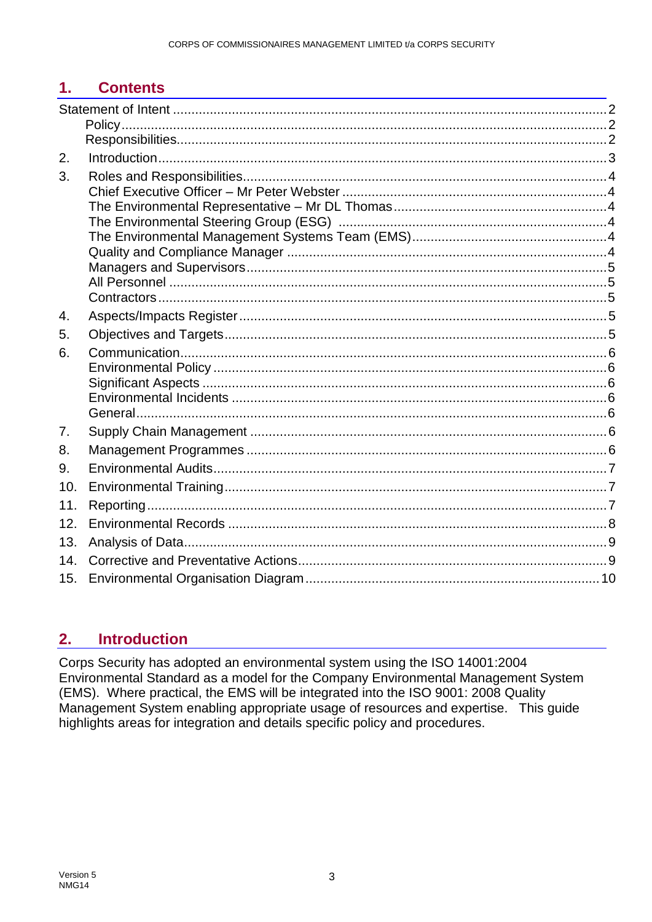## 1. Contents

- Statement of Intent ..... 2
  - Policy ..... 2
  - Responsibilities ..... 2
- 2. Introduction ..... 3
- 3. Roles and Responsibilities ..... 4
  - Chief Executive Officer – Mr Peter Webster ..... 4
  - The Environmental Representative – Mr DL Thomas ..... 4
  - The Environmental Steering Group (ESG) ..... 4
  - The Environmental Management Systems Team (EMS) ..... 4
  - Quality and Compliance Manager ..... 4
  - Managers and Supervisors ..... 5
  - All Personnel ..... 5
  - Contractors ..... 5
- 4. Aspects/Impacts Register ..... 5
- 5. Objectives and Targets ..... 5
- 6. Communication ..... 6
  - Environmental Policy ..... 6
  - Significant Aspects ..... 6
  - Environmental Incidents ..... 6
  - General ..... 6
- 7. Supply Chain Management ..... 6
- 8. Management Programmes ..... 6
- 9. Environmental Audits ..... 7
- 10. Environmental Training ..... 7
- 11. Reporting ..... 7
- 12. Environmental Records ..... 8
- 13. Analysis of Data ..... 9
- 14. Corrective and Preventative Actions ..... 9
- 15. Environmental Organisation Diagram ..... 10

## 2. Introduction

Corps Security has adopted an environmental system using the ISO 14001:2004 Environmental Standard as a model for the Company Environmental Management System (EMS). Where practical, the EMS will be integrated into the ISO 9001: 2008 Quality Management System enabling appropriate usage of resources and expertise. This guide highlights areas for integration and details specific policy and procedures.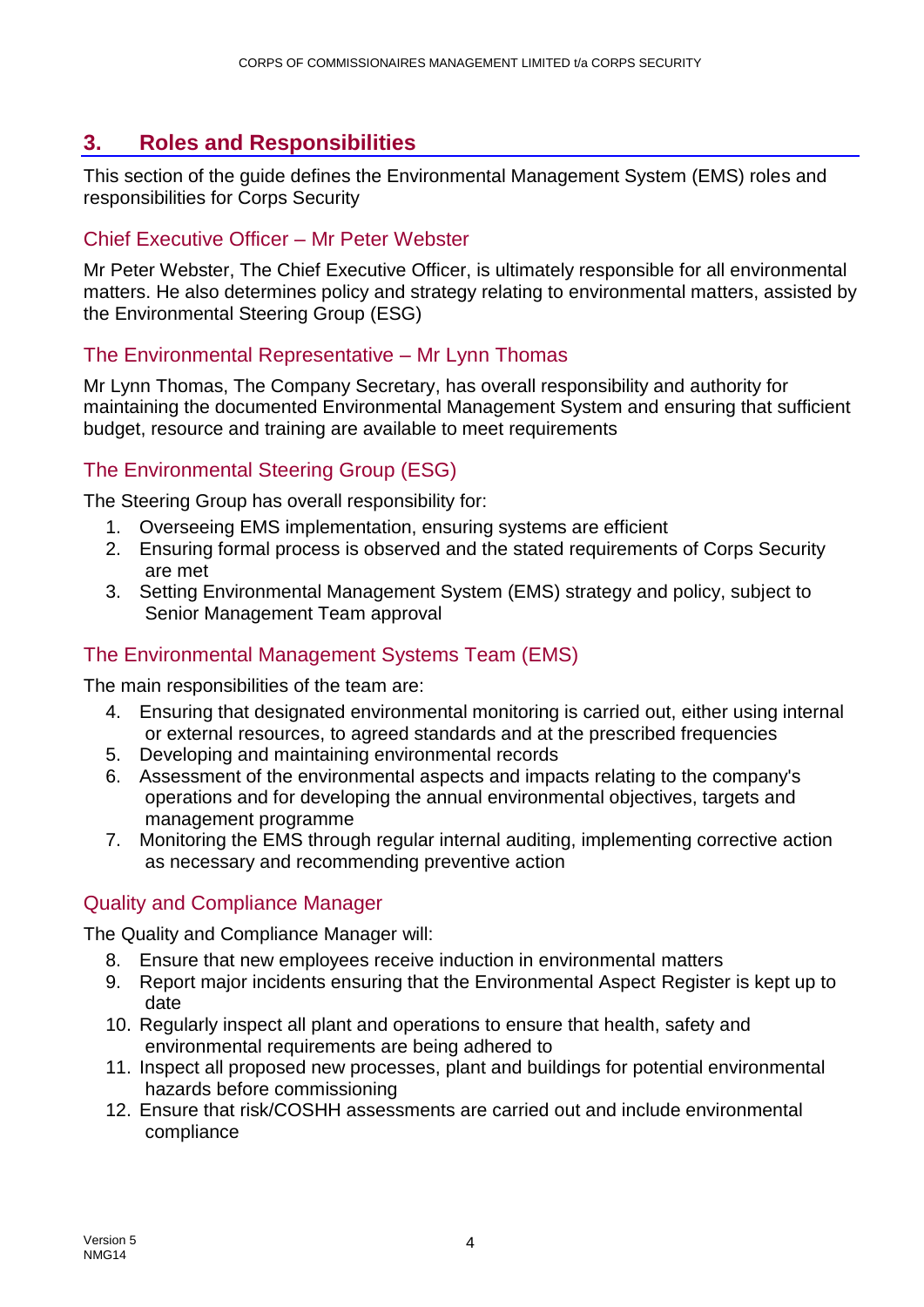## 3. Roles and Responsibilities

This section of the guide defines the Environmental Management System (EMS) roles and responsibilities for Corps Security

### Chief Executive Officer – Mr Peter Webster

Mr Peter Webster, The Chief Executive Officer, is ultimately responsible for all environmental matters. He also determines policy and strategy relating to environmental matters, assisted by the Environmental Steering Group (ESG)

### The Environmental Representative – Mr Lynn Thomas

Mr Lynn Thomas, The Company Secretary, has overall responsibility and authority for maintaining the documented Environmental Management System and ensuring that sufficient budget, resource and training are available to meet requirements

### The Environmental Steering Group (ESG)

The Steering Group has overall responsibility for:

1. Overseeing EMS implementation, ensuring systems are efficient
2. Ensuring formal process is observed and the stated requirements of Corps Security are met
3. Setting Environmental Management System (EMS) strategy and policy, subject to Senior Management Team approval

### The Environmental Management Systems Team (EMS)

The main responsibilities of the team are:

4. Ensuring that designated environmental monitoring is carried out, either using internal or external resources, to agreed standards and at the prescribed frequencies
5. Developing and maintaining environmental records
6. Assessment of the environmental aspects and impacts relating to the company's operations and for developing the annual environmental objectives, targets and management programme
7. Monitoring the EMS through regular internal auditing, implementing corrective action as necessary and recommending preventive action

### Quality and Compliance Manager

The Quality and Compliance Manager will:

8. Ensure that new employees receive induction in environmental matters
9. Report major incidents ensuring that the Environmental Aspect Register is kept up to date
10. Regularly inspect all plant and operations to ensure that health, safety and environmental requirements are being adhered to
11. Inspect all proposed new processes, plant and buildings for potential environmental hazards before commissioning
12. Ensure that risk/COSHH assessments are carried out and include environmental compliance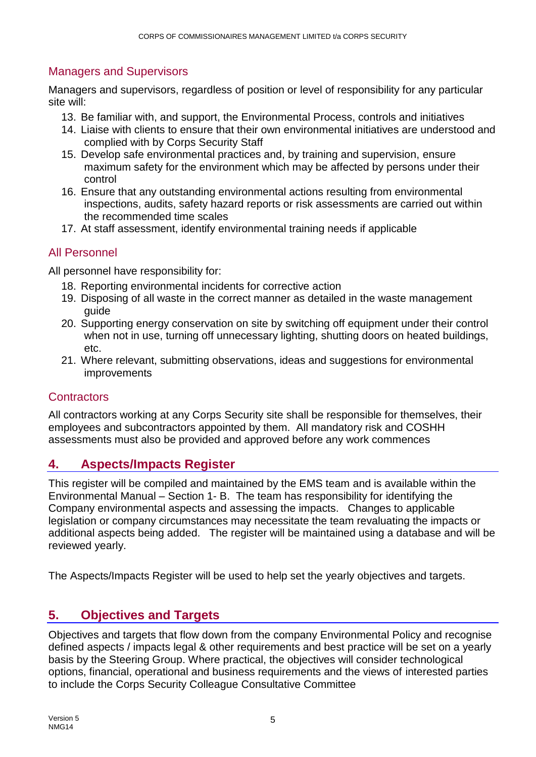### Managers and Supervisors

Managers and supervisors, regardless of position or level of responsibility for any particular site will:

13. Be familiar with, and support, the Environmental Process, controls and initiatives
14. Liaise with clients to ensure that their own environmental initiatives are understood and complied with by Corps Security Staff
15. Develop safe environmental practices and, by training and supervision, ensure maximum safety for the environment which may be affected by persons under their control
16. Ensure that any outstanding environmental actions resulting from environmental inspections, audits, safety hazard reports or risk assessments are carried out within the recommended time scales
17. At staff assessment, identify environmental training needs if applicable

### All Personnel

All personnel have responsibility for:

18. Reporting environmental incidents for corrective action
19. Disposing of all waste in the correct manner as detailed in the waste management guide
20. Supporting energy conservation on site by switching off equipment under their control when not in use, turning off unnecessary lighting, shutting doors on heated buildings, etc.
21. Where relevant, submitting observations, ideas and suggestions for environmental improvements

### Contractors

All contractors working at any Corps Security site shall be responsible for themselves, their employees and subcontractors appointed by them. All mandatory risk and COSHH assessments must also be provided and approved before any work commences

## 4. Aspects/Impacts Register

This register will be compiled and maintained by the EMS team and is available within the Environmental Manual – Section 1- B. The team has responsibility for identifying the Company environmental aspects and assessing the impacts. Changes to applicable legislation or company circumstances may necessitate the team revaluating the impacts or additional aspects being added. The register will be maintained using a database and will be reviewed yearly.

The Aspects/Impacts Register will be used to help set the yearly objectives and targets.

## 5. Objectives and Targets

Objectives and targets that flow down from the company Environmental Policy and recognise defined aspects / impacts legal & other requirements and best practice will be set on a yearly basis by the Steering Group. Where practical, the objectives will consider technological options, financial, operational and business requirements and the views of interested parties to include the Corps Security Colleague Consultative Committee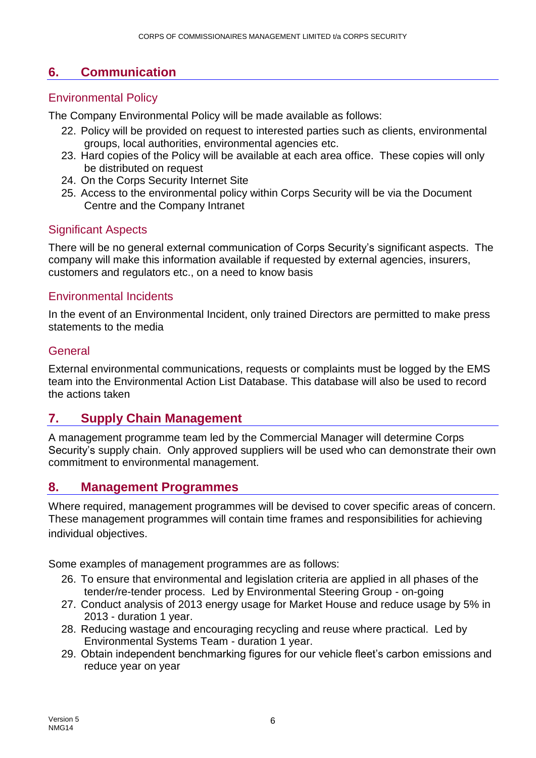## 6. Communication

### Environmental Policy

The Company Environmental Policy will be made available as follows:

22. Policy will be provided on request to interested parties such as clients, environmental groups, local authorities, environmental agencies etc.
23. Hard copies of the Policy will be available at each area office. These copies will only be distributed on request
24. On the Corps Security Internet Site
25. Access to the environmental policy within Corps Security will be via the Document Centre and the Company Intranet

### Significant Aspects

There will be no general external communication of Corps Security's significant aspects. The company will make this information available if requested by external agencies, insurers, customers and regulators etc., on a need to know basis

### Environmental Incidents

In the event of an Environmental Incident, only trained Directors are permitted to make press statements to the media

### General

External environmental communications, requests or complaints must be logged by the EMS team into the Environmental Action List Database. This database will also be used to record the actions taken

## 7. Supply Chain Management

A management programme team led by the Commercial Manager will determine Corps Security's supply chain. Only approved suppliers will be used who can demonstrate their own commitment to environmental management.

## 8. Management Programmes

Where required, management programmes will be devised to cover specific areas of concern. These management programmes will contain time frames and responsibilities for achieving individual objectives.

Some examples of management programmes are as follows:

26. To ensure that environmental and legislation criteria are applied in all phases of the tender/re-tender process. Led by Environmental Steering Group - on-going
27. Conduct analysis of 2013 energy usage for Market House and reduce usage by 5% in 2013 - duration 1 year.
28. Reducing wastage and encouraging recycling and reuse where practical. Led by Environmental Systems Team - duration 1 year.
29. Obtain independent benchmarking figures for our vehicle fleet's carbon emissions and reduce year on year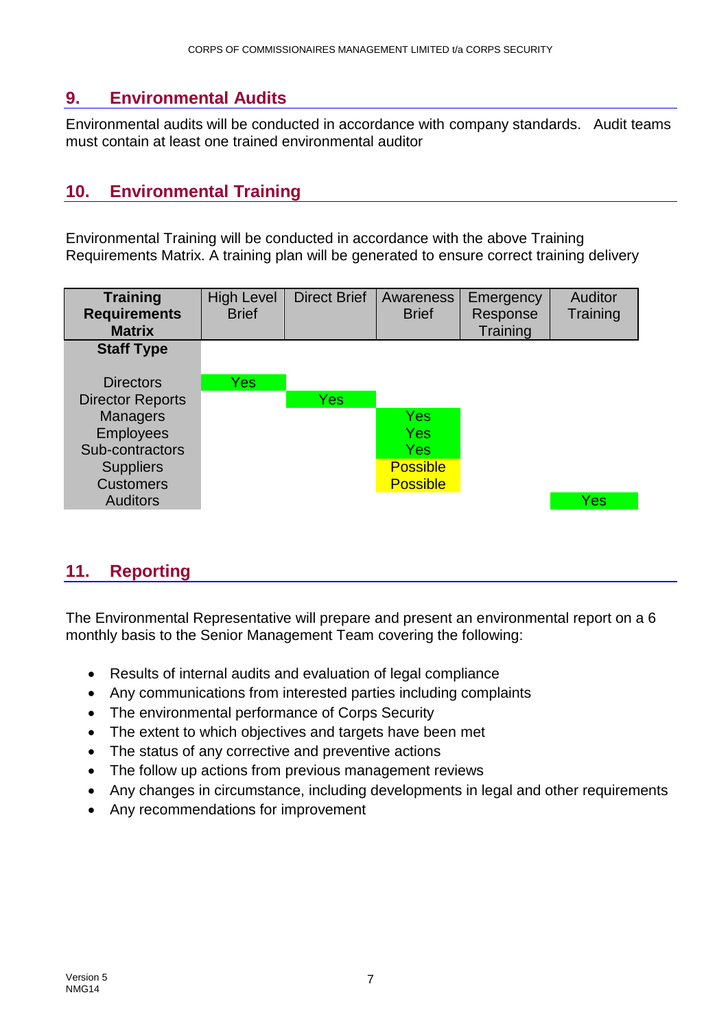## 9. Environmental Audits

Environmental audits will be conducted in accordance with company standards. Audit teams must contain at least one trained environmental auditor

## 10. Environmental Training

Environmental Training will be conducted in accordance with the above Training Requirements Matrix. A training plan will be generated to ensure correct training delivery

| **Training Requirements Matrix** | High Level Brief | Direct Brief | Awareness Brief | Emergency Response Training | Auditor Training |
|---|---|---|---|---|---|
| **Staff Type** | | | | | |
| Directors | Yes | | | | |
| Director Reports | | Yes | | | |
| Managers | | | Yes | | |
| Employees | | | Yes | | |
| Sub-contractors | | | Yes | | |
| Suppliers | | | Possible | | |
| Customers | | | Possible | | |
| Auditors | | | | | Yes |

## 11. Reporting

The Environmental Representative will prepare and present an environmental report on a 6 monthly basis to the Senior Management Team covering the following:

- Results of internal audits and evaluation of legal compliance
- Any communications from interested parties including complaints
- The environmental performance of Corps Security
- The extent to which objectives and targets have been met
- The status of any corrective and preventive actions
- The follow up actions from previous management reviews
- Any changes in circumstance, including developments in legal and other requirements
- Any recommendations for improvement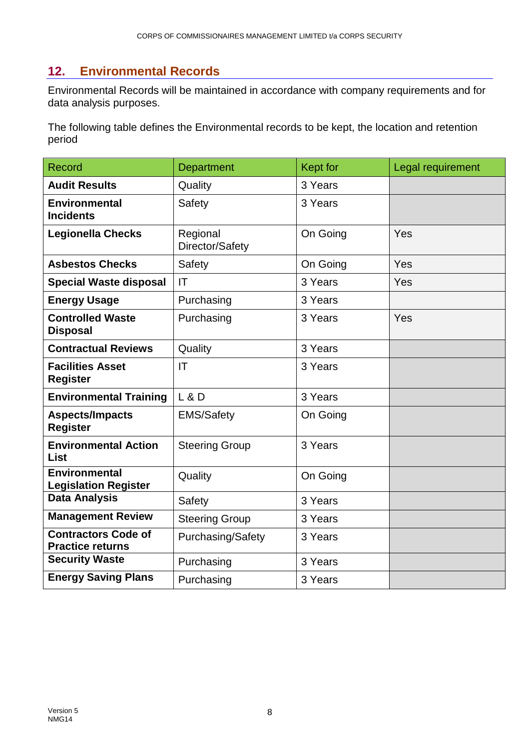## 12. Environmental Records

Environmental Records will be maintained in accordance with company requirements and for data analysis purposes.

The following table defines the Environmental records to be kept, the location and retention period

| Record | Department | Kept for | Legal requirement |
|---|---|---|---|
| **Audit Results** | Quality | 3 Years | |
| **Environmental Incidents** | Safety | 3 Years | |
| **Legionella Checks** | Regional Director/Safety | On Going | Yes |
| **Asbestos Checks** | Safety | On Going | Yes |
| **Special Waste disposal** | IT | 3 Years | Yes |
| **Energy Usage** | Purchasing | 3 Years | |
| **Controlled Waste Disposal** | Purchasing | 3 Years | Yes |
| **Contractual Reviews** | Quality | 3 Years | |
| **Facilities Asset Register** | IT | 3 Years | |
| **Environmental Training** | L & D | 3 Years | |
| **Aspects/Impacts Register** | EMS/Safety | On Going | |
| **Environmental Action List** | Steering Group | 3 Years | |
| **Environmental Legislation Register** | Quality | On Going | |
| **Data Analysis** | Safety | 3 Years | |
| **Management Review** | Steering Group | 3 Years | |
| **Contractors Code of Practice returns** | Purchasing/Safety | 3 Years | |
| **Security Waste** | Purchasing | 3 Years | |
| **Energy Saving Plans** | Purchasing | 3 Years | |

Version 5
NMG14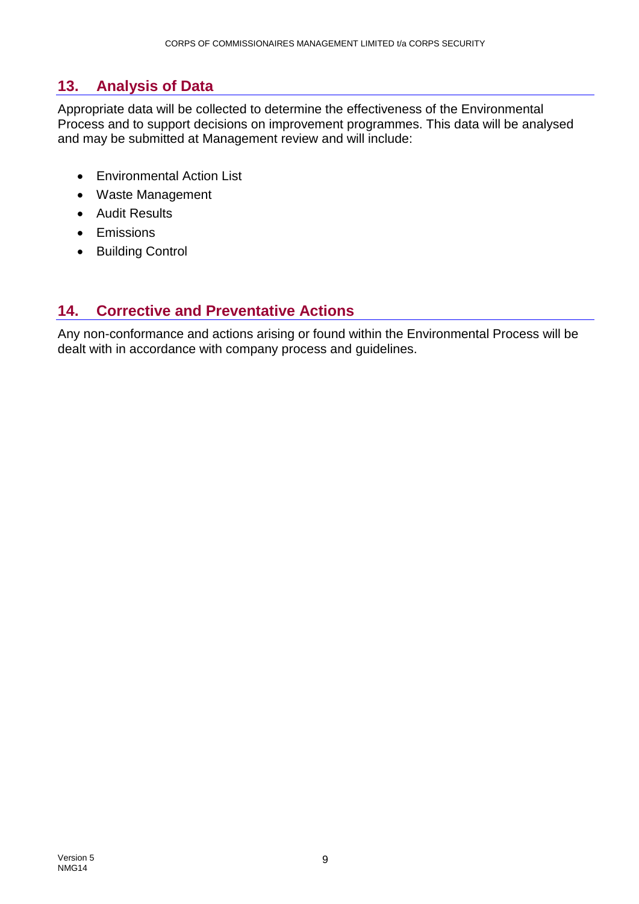## 13. Analysis of Data

Appropriate data will be collected to determine the effectiveness of the Environmental Process and to support decisions on improvement programmes. This data will be analysed and may be submitted at Management review and will include:

- Environmental Action List
- Waste Management
- Audit Results
- Emissions
- Building Control

## 14. Corrective and Preventative Actions

Any non-conformance and actions arising or found within the Environmental Process will be dealt with in accordance with company process and guidelines.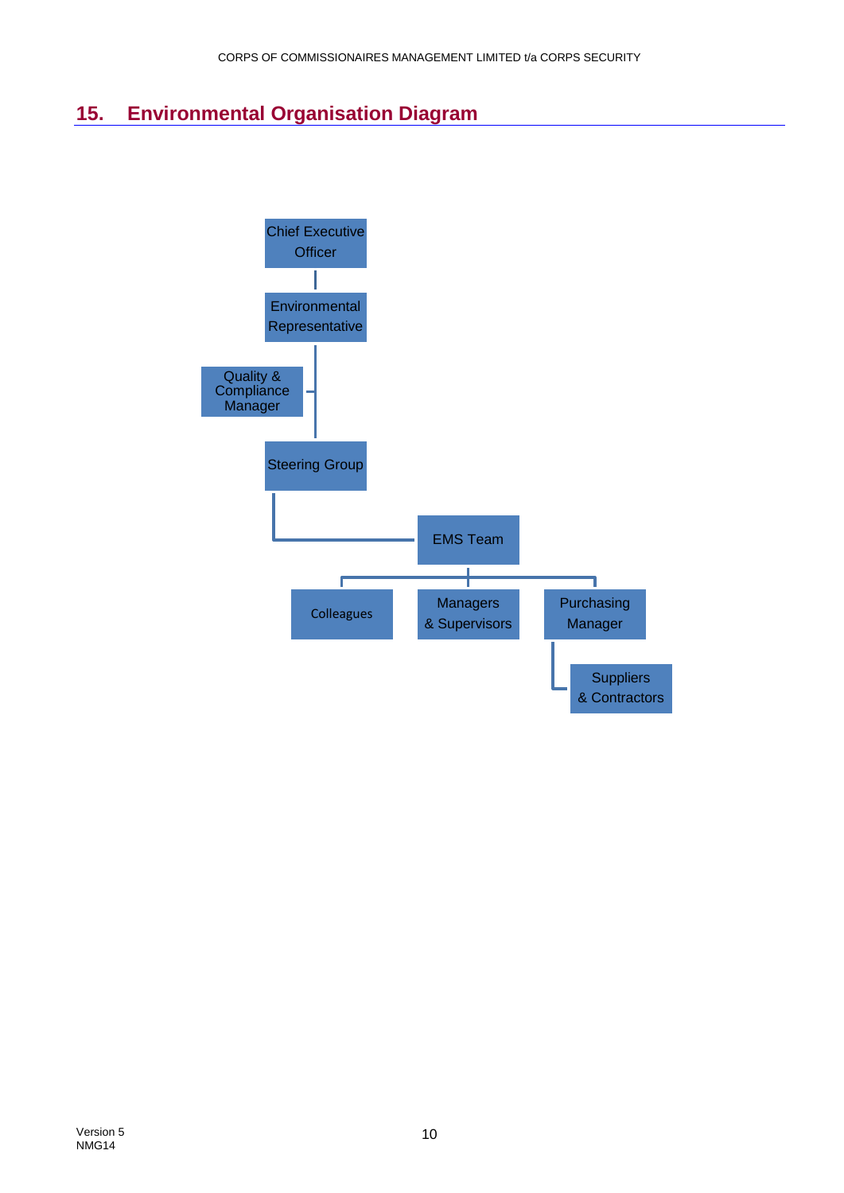## 15. Environmental Organisation Diagram

Chief Executive Officer

Environmental Representative

Quality & Compliance Manager

Steering Group

EMS Team

Colleagues

Managers & Supervisors

Purchasing Manager

Suppliers & Contractors

Version 5
NMG14